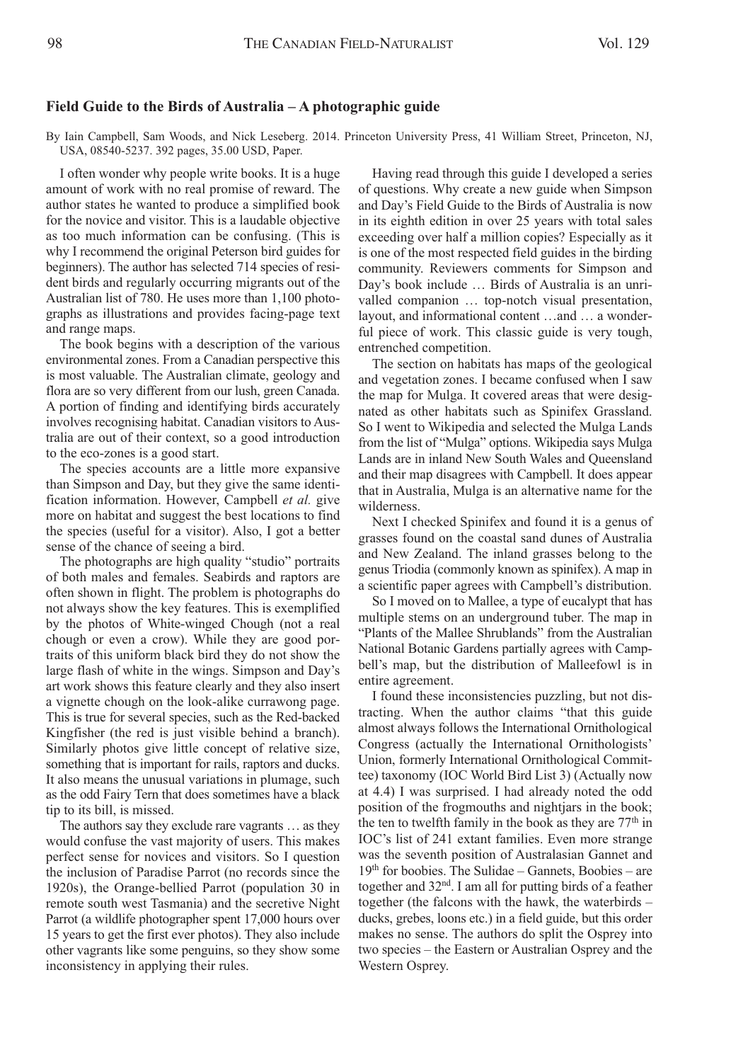### Field Guide to the Birds of Australia – A photographic guide

By Iain Campbell, Sam Woods, and Nick Leseberg. 2014. Princeton University Press, 41 William Street, Princeton, NJ, USA, 08540-5237. 392 pages, 35.00 USD, Paper.

I often wonder why people write books. It is a huge amount of work with no real promise of reward. The author states he wanted to produce a simplified book for the novice and visitor. This is a laudable objective as too much information can be confusing. (This is why I recommend the original Peterson bird guides for beginners). The author has selected 714 species of resident birds and regularly occurring migrants out of the Australian list of 780. He uses more than 1,100 photographs as illustrations and provides facing-page text and range maps.

The book begins with a description of the various environmental zones. From a Canadian perspective this is most valuable. The Australian climate, geology and flora are so very different from our lush, green Canada. A portion of finding and identifying birds accurately involves recognising habitat. Canadian visitors to Australia are out of their context, so a good introduction to the eco-zones is a good start.

The species accounts are a little more expansive than Simpson and Day, but they give the same identification information. However, Campbell *et al.* give more on habitat and suggest the best locations to find the species (useful for a visitor). Also, I got a better sense of the chance of seeing a bird.

The photographs are high quality "studio" portraits of both males and females. Seabirds and raptors are often shown in flight. The problem is photographs do not always show the key features. This is exemplified by the photos of White-winged Chough (not a real chough or even a crow). While they are good portraits of this uniform black bird they do not show the large flash of white in the wings. Simpson and Day's art work shows this feature clearly and they also insert a vignette chough on the look-alike currawong page. This is true for several species, such as the Red-backed Kingfisher (the red is just visible behind a branch). Similarly photos give little concept of relative size, something that is important for rails, raptors and ducks. It also means the unusual variations in plumage, such as the odd Fairy Tern that does sometimes have a black tip to its bill, is missed.

The authors say they exclude rare vagrants … as they would confuse the vast majority of users. This makes perfect sense for novices and visitors. So I question the inclusion of Paradise Parrot (no records since the 1920s), the Orange-bellied Parrot (population 30 in remote south west Tasmania) and the secretive Night Parrot (a wildlife photographer spent 17,000 hours over 15 years to get the first ever photos). They also include other vagrants like some penguins, so they show some inconsistency in applying their rules.

Having read through this guide I developed a series of questions. Why create a new guide when Simpson and Day's Field Guide to the Birds of Australia is now in its eighth edition in over 25 years with total sales exceeding over half a million copies? Especially as it is one of the most respected field guides in the birding community. Reviewers comments for Simpson and Day's book include … Birds of Australia is an unrivalled companion … top-notch visual presentation, layout, and informational content …and … a wonderful piece of work. This classic guide is very tough, entrenched competition.

The section on habitats has maps of the geological and vegetation zones. I became confused when I saw the map for Mulga. It covered areas that were designated as other habitats such as Spinifex Grassland. So I went to Wikipedia and selected the Mulga Lands from the list of "Mulga" options. Wikipedia says Mulga Lands are in inland New South Wales and Queensland and their map disagrees with Campbell. It does appear that in Australia, Mulga is an alternative name for the wilderness.

Next I checked Spinifex and found it is a genus of grasses found on the coastal sand dunes of Australia and New Zealand. The inland grasses belong to the genus Triodia (commonly known as spinifex). A map in a scientific paper agrees with Campbell's distribution.

So I moved on to Mallee, a type of eucalypt that has multiple stems on an underground tuber. The map in "Plants of the Mallee Shrublands" from the Australian National Botanic Gardens partially agrees with Campbell's map, but the distribution of Malleefowl is in entire agreement.

I found these inconsistencies puzzling, but not distracting. When the author claims "that this guide almost always follows the International Ornithological Congress (actually the International Ornithologists' Union, formerly International Ornithological Committee) taxonomy (IOC World Bird List 3) (Actually now at 4.4) I was surprised. I had already noted the odd position of the frogmouths and nightjars in the book; the ten to twelfth family in the book as they are 77th in IOC's list of 241 extant families. Even more strange was the seventh position of Australasian Gannet and 19th for boobies. The Sulidae – Gannets, Boobies – are together and 32nd. I am all for putting birds of a feather together (the falcons with the hawk, the waterbirds – ducks, grebes, loons etc.) in a field guide, but this order makes no sense. The authors do split the Osprey into two species – the Eastern or Australian Osprey and the Western Osprey.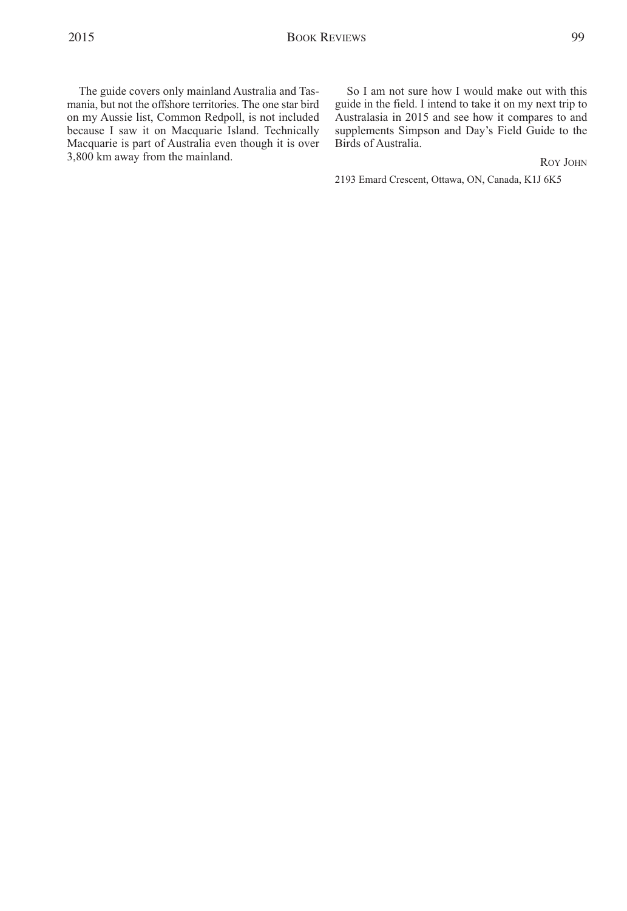The guide covers only mainland Australia and Tasmania, but not the offshore territories. The one star bird on my Aussie list, Common Redpoll, is not included because I saw it on Macquarie Island. Technically Macquarie is part of Australia even though it is over 3,800 km away from the mainland.

So I am not sure how I would make out with this guide in the field. I intend to take it on my next trip to Australasia in 2015 and see how it compares to and supplements Simpson and Day's Field Guide to the Birds of Australia.

Roy John

2193 Emard Crescent, Ottawa, ON, Canada, K1J 6K5